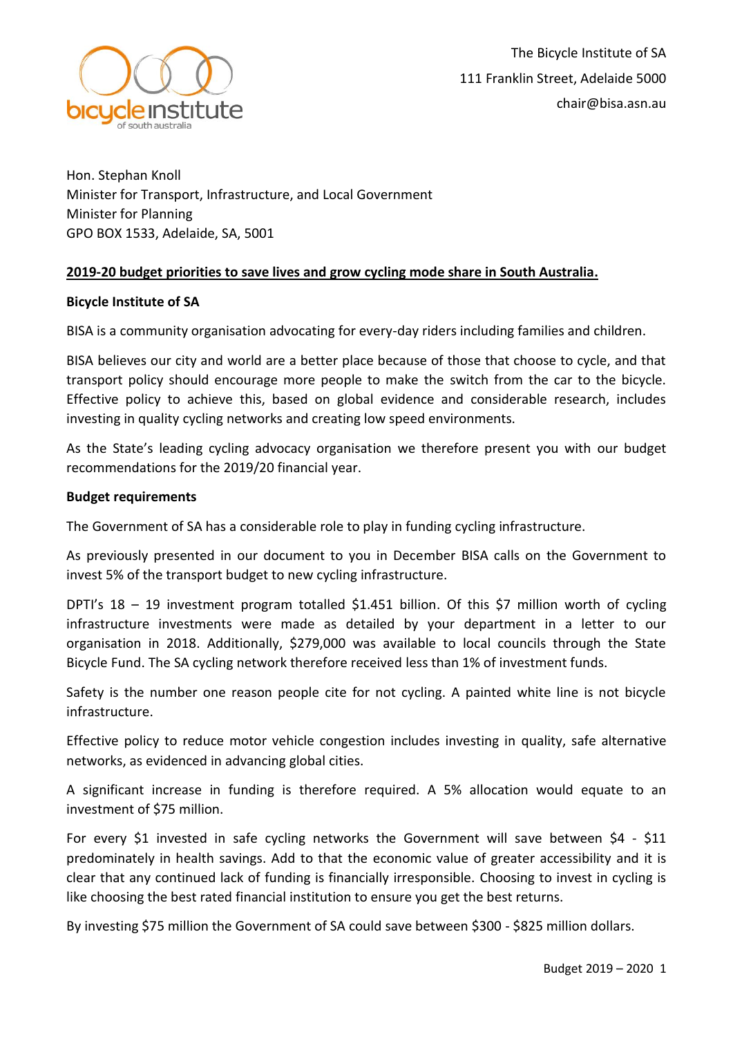The Bicycle Institute of SA
111 Franklin Street, Adelaide 5000
chair@bisa.asn.au

Hon. Stephan Knoll
Minister for Transport, Infrastructure, and Local Government
Minister for Planning
GPO BOX 1533, Adelaide, SA, 5001

**2019-20 budget priorities to save lives and grow cycling mode share in South Australia.**

**Bicycle Institute of SA**

BISA is a community organisation advocating for every-day riders including families and children.

BISA believes our city and world are a better place because of those that choose to cycle, and that transport policy should encourage more people to make the switch from the car to the bicycle. Effective policy to achieve this, based on global evidence and considerable research, includes investing in quality cycling networks and creating low speed environments.

As the State's leading cycling advocacy organisation we therefore present you with our budget recommendations for the 2019/20 financial year.

**Budget requirements**

The Government of SA has a considerable role to play in funding cycling infrastructure.

As previously presented in our document to you in December BISA calls on the Government to invest 5% of the transport budget to new cycling infrastructure.

DPTI's 18 – 19 investment program totalled $1.451 billion. Of this $7 million worth of cycling infrastructure investments were made as detailed by your department in a letter to our organisation in 2018. Additionally, $279,000 was available to local councils through the State Bicycle Fund. The SA cycling network therefore received less than 1% of investment funds.

Safety is the number one reason people cite for not cycling. A painted white line is not bicycle infrastructure.

Effective policy to reduce motor vehicle congestion includes investing in quality, safe alternative networks, as evidenced in advancing global cities.

A significant increase in funding is therefore required. A 5% allocation would equate to an investment of $75 million.

For every $1 invested in safe cycling networks the Government will save between $4 - $11 predominately in health savings. Add to that the economic value of greater accessibility and it is clear that any continued lack of funding is financially irresponsible. Choosing to invest in cycling is like choosing the best rated financial institution to ensure you get the best returns.

By investing $75 million the Government of SA could save between $300 - $825 million dollars.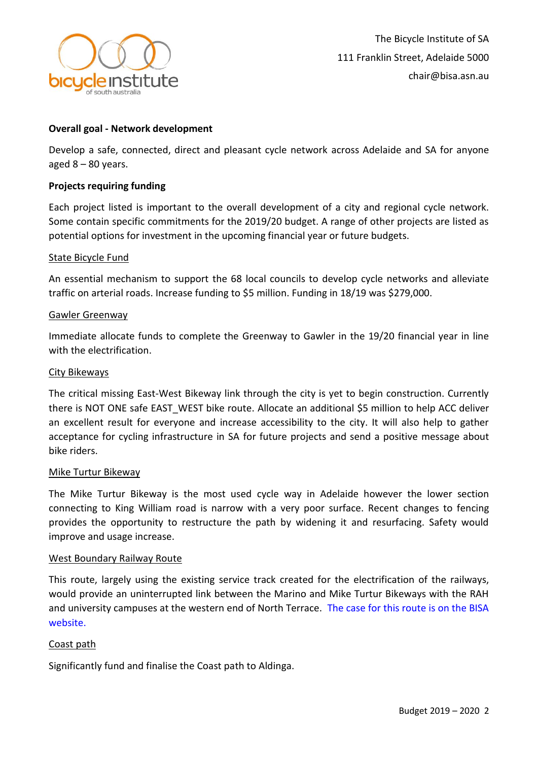The Bicycle Institute of SA
111 Franklin Street, Adelaide 5000
chair@bisa.asn.au

**Overall goal - Network development**

Develop a safe, connected, direct and pleasant cycle network across Adelaide and SA for anyone aged 8 – 80 years.

**Projects requiring funding**

Each project listed is important to the overall development of a city and regional cycle network. Some contain specific commitments for the 2019/20 budget. A range of other projects are listed as potential options for investment in the upcoming financial year or future budgets.

State Bicycle Fund

An essential mechanism to support the 68 local councils to develop cycle networks and alleviate traffic on arterial roads. Increase funding to $5 million. Funding in 18/19 was $279,000.

Gawler Greenway

Immediate allocate funds to complete the Greenway to Gawler in the 19/20 financial year in line with the electrification.

City Bikeways

The critical missing East-West Bikeway link through the city is yet to begin construction. Currently there is NOT ONE safe EAST_WEST bike route. Allocate an additional $5 million to help ACC deliver an excellent result for everyone and increase accessibility to the city. It will also help to gather acceptance for cycling infrastructure in SA for future projects and send a positive message about bike riders.

Mike Turtur Bikeway

The Mike Turtur Bikeway is the most used cycle way in Adelaide however the lower section connecting to King William road is narrow with a very poor surface. Recent changes to fencing provides the opportunity to restructure the path by widening it and resurfacing. Safety would improve and usage increase.

West Boundary Railway Route

This route, largely using the existing service track created for the electrification of the railways, would provide an uninterrupted link between the Marino and Mike Turtur Bikeways with the RAH and university campuses at the western end of North Terrace. The case for this route is on the BISA website.

Coast path

Significantly fund and finalise the Coast path to Aldinga.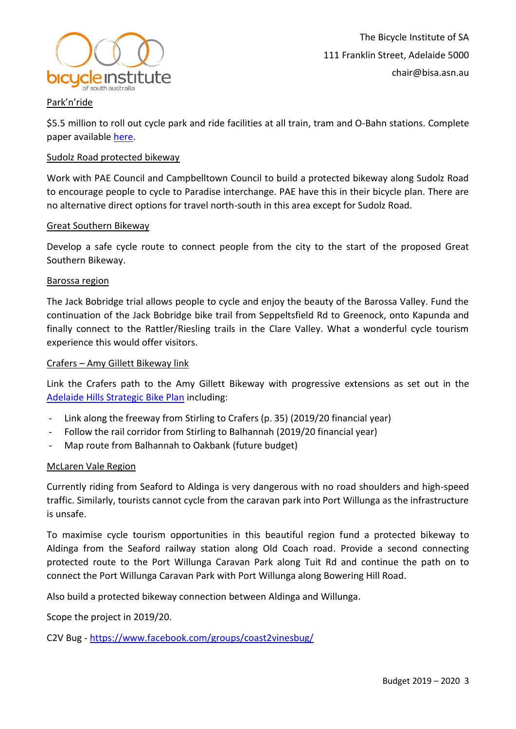## Park'n'ride

$5.5 million to roll out cycle park and ride facilities at all train, tram and O-Bahn stations. Complete paper available here.

## Sudolz Road protected bikeway

Work with PAE Council and Campbelltown Council to build a protected bikeway along Sudolz Road to encourage people to cycle to Paradise interchange. PAE have this in their bicycle plan. There are no alternative direct options for travel north-south in this area except for Sudolz Road.

## Great Southern Bikeway

Develop a safe cycle route to connect people from the city to the start of the proposed Great Southern Bikeway.

## Barossa region

The Jack Bobridge trial allows people to cycle and enjoy the beauty of the Barossa Valley. Fund the continuation of the Jack Bobridge bike trail from Seppeltsfield Rd to Greenock, onto Kapunda and finally connect to the Rattler/Riesling trails in the Clare Valley. What a wonderful cycle tourism experience this would offer visitors.

## Crafers – Amy Gillett Bikeway link

Link the Crafers path to the Amy Gillett Bikeway with progressive extensions as set out in the Adelaide Hills Strategic Bike Plan including:

- Link along the freeway from Stirling to Crafers (p. 35) (2019/20 financial year)
- Follow the rail corridor from Stirling to Balhannah (2019/20 financial year)
- Map route from Balhannah to Oakbank (future budget)

## McLaren Vale Region

Currently riding from Seaford to Aldinga is very dangerous with no road shoulders and high-speed traffic. Similarly, tourists cannot cycle from the caravan park into Port Willunga as the infrastructure is unsafe.

To maximise cycle tourism opportunities in this beautiful region fund a protected bikeway to Aldinga from the Seaford railway station along Old Coach road. Provide a second connecting protected route to the Port Willunga Caravan Park along Tuit Rd and continue the path on to connect the Port Willunga Caravan Park with Port Willunga along Bowering Hill Road.

Also build a protected bikeway connection between Aldinga and Willunga.

Scope the project in 2019/20.

C2V Bug - https://www.facebook.com/groups/coast2vinesbug/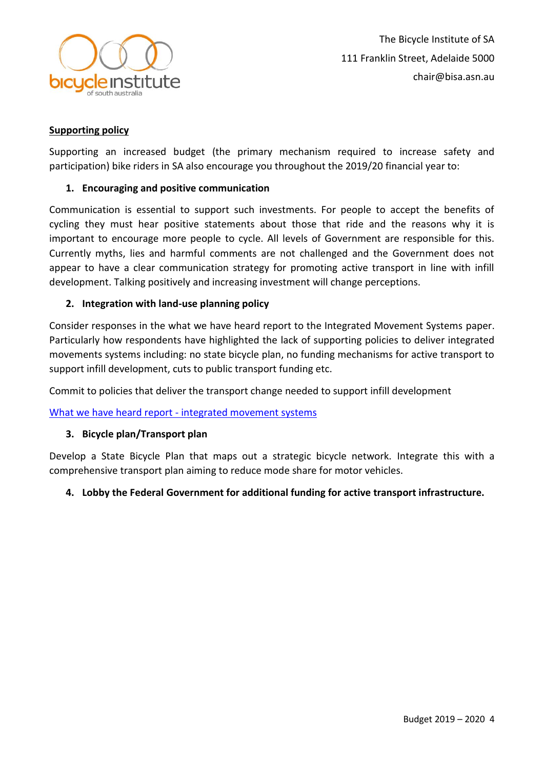The Bicycle Institute of SA
111 Franklin Street, Adelaide 5000
chair@bisa.asn.au

**Supporting policy**

Supporting an increased budget (the primary mechanism required to increase safety and participation) bike riders in SA also encourage you throughout the 2019/20 financial year to:

1. **Encouraging and positive communication**

Communication is essential to support such investments. For people to accept the benefits of cycling they must hear positive statements about those that ride and the reasons why it is important to encourage more people to cycle. All levels of Government are responsible for this. Currently myths, lies and harmful comments are not challenged and the Government does not appear to have a clear communication strategy for promoting active transport in line with infill development. Talking positively and increasing investment will change perceptions.

2. **Integration with land-use planning policy**

Consider responses in the what we have heard report to the Integrated Movement Systems paper. Particularly how respondents have highlighted the lack of supporting policies to deliver integrated movements systems including: no state bicycle plan, no funding mechanisms for active transport to support infill development, cuts to public transport funding etc.

Commit to policies that deliver the transport change needed to support infill development

[What we have heard report - integrated movement systems]

3. **Bicycle plan/Transport plan**

Develop a State Bicycle Plan that maps out a strategic bicycle network. Integrate this with a comprehensive transport plan aiming to reduce mode share for motor vehicles.

4. **Lobby the Federal Government for additional funding for active transport infrastructure.**